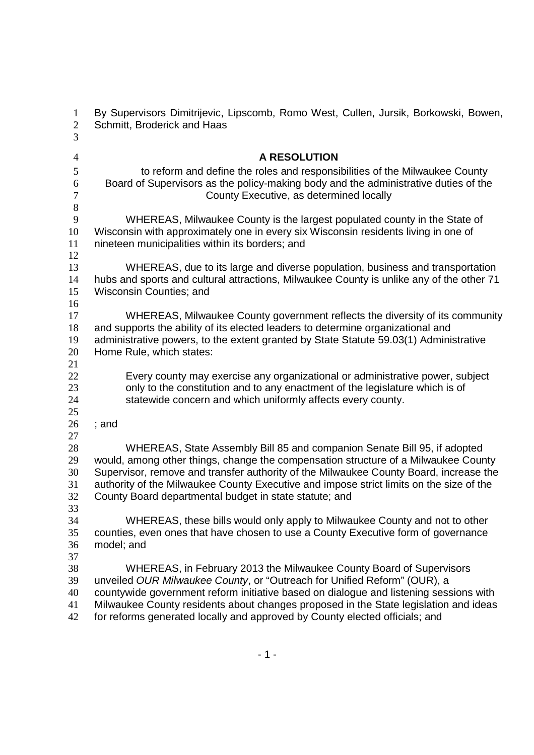By Supervisors Dimitrijevic, Lipscomb, Romo West, Cullen, Jursik, Borkowski, Bowen, Schmitt, Broderick and Haas

**A RESOLUTION**

to reform and define the roles and responsibilities of the Milwaukee County Board of Supervisors as the policy-making body and the administrative duties of the County Executive, as determined locally

WHEREAS, Milwaukee County is the largest populated county in the State of Wisconsin with approximately one in every six Wisconsin residents living in one of nineteen municipalities within its borders; and

WHEREAS, due to its large and diverse population, business and transportation hubs and sports and cultural attractions, Milwaukee County is unlike any of the other 71 Wisconsin Counties; and

WHEREAS, Milwaukee County government reflects the diversity of its community and supports the ability of its elected leaders to determine organizational and administrative powers, to the extent granted by State Statute 59.03(1) Administrative Home Rule, which states:

> Every county may exercise any organizational or administrative power, subject only to the constitution and to any enactment of the legislature which is of statewide concern and which uniformly affects every county.

; and

WHEREAS, State Assembly Bill 85 and companion Senate Bill 95, if adopted would, among other things, change the compensation structure of a Milwaukee County Supervisor, remove and transfer authority of the Milwaukee County Board, increase the authority of the Milwaukee County Executive and impose strict limits on the size of the County Board departmental budget in state statute; and

WHEREAS, these bills would only apply to Milwaukee County and not to other counties, even ones that have chosen to use a County Executive form of governance model; and

WHEREAS, in February 2013 the Milwaukee County Board of Supervisors unveiled *OUR Milwaukee County*, or "Outreach for Unified Reform" (OUR), a countywide government reform initiative based on dialogue and listening sessions with Milwaukee County residents about changes proposed in the State legislation and ideas for reforms generated locally and approved by County elected officials; and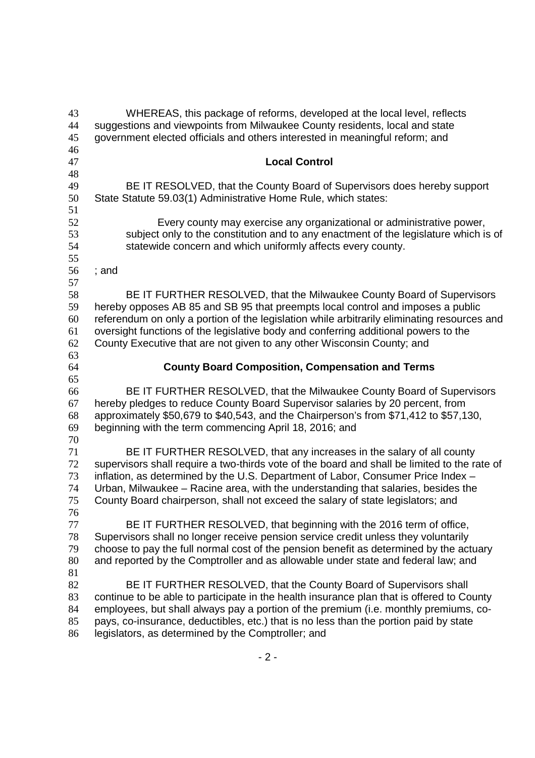WHEREAS, this package of reforms, developed at the local level, reflects suggestions and viewpoints from Milwaukee County residents, local and state government elected officials and others interested in meaningful reform; and

## Local Control

BE IT RESOLVED, that the County Board of Supervisors does hereby support State Statute 59.03(1) Administrative Home Rule, which states:

> Every county may exercise any organizational or administrative power, subject only to the constitution and to any enactment of the legislature which is of statewide concern and which uniformly affects every county.

; and

BE IT FURTHER RESOLVED, that the Milwaukee County Board of Supervisors hereby opposes AB 85 and SB 95 that preempts local control and imposes a public referendum on only a portion of the legislation while arbitrarily eliminating resources and oversight functions of the legislative body and conferring additional powers to the County Executive that are not given to any other Wisconsin County; and

## County Board Composition, Compensation and Terms

BE IT FURTHER RESOLVED, that the Milwaukee County Board of Supervisors hereby pledges to reduce County Board Supervisor salaries by 20 percent, from approximately $50,679 to $40,543, and the Chairperson's from $71,412 to $57,130, beginning with the term commencing April 18, 2016; and

BE IT FURTHER RESOLVED, that any increases in the salary of all county supervisors shall require a two-thirds vote of the board and shall be limited to the rate of inflation, as determined by the U.S. Department of Labor, Consumer Price Index – Urban, Milwaukee – Racine area, with the understanding that salaries, besides the County Board chairperson, shall not exceed the salary of state legislators; and

BE IT FURTHER RESOLVED, that beginning with the 2016 term of office, Supervisors shall no longer receive pension service credit unless they voluntarily choose to pay the full normal cost of the pension benefit as determined by the actuary and reported by the Comptroller and as allowable under state and federal law; and

BE IT FURTHER RESOLVED, that the County Board of Supervisors shall continue to be able to participate in the health insurance plan that is offered to County employees, but shall always pay a portion of the premium (i.e. monthly premiums, co-pays, co-insurance, deductibles, etc.) that is no less than the portion paid by state legislators, as determined by the Comptroller; and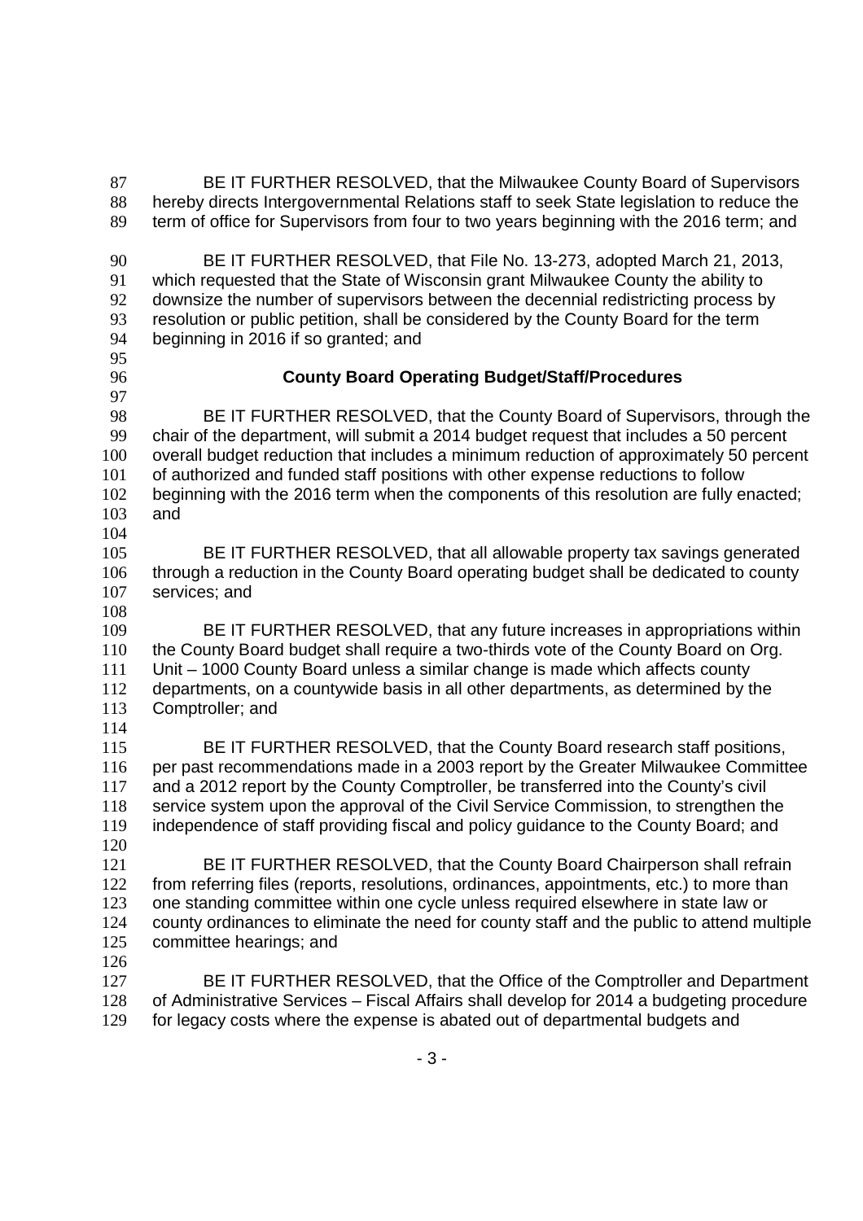BE IT FURTHER RESOLVED, that the Milwaukee County Board of Supervisors hereby directs Intergovernmental Relations staff to seek State legislation to reduce the term of office for Supervisors from four to two years beginning with the 2016 term; and

BE IT FURTHER RESOLVED, that File No. 13-273, adopted March 21, 2013, which requested that the State of Wisconsin grant Milwaukee County the ability to downsize the number of supervisors between the decennial redistricting process by resolution or public petition, shall be considered by the County Board for the term beginning in 2016 if so granted; and

**County Board Operating Budget/Staff/Procedures**

BE IT FURTHER RESOLVED, that the County Board of Supervisors, through the chair of the department, will submit a 2014 budget request that includes a 50 percent overall budget reduction that includes a minimum reduction of approximately 50 percent of authorized and funded staff positions with other expense reductions to follow beginning with the 2016 term when the components of this resolution are fully enacted; and

BE IT FURTHER RESOLVED, that all allowable property tax savings generated through a reduction in the County Board operating budget shall be dedicated to county services; and

BE IT FURTHER RESOLVED, that any future increases in appropriations within the County Board budget shall require a two-thirds vote of the County Board on Org. Unit – 1000 County Board unless a similar change is made which affects county departments, on a countywide basis in all other departments, as determined by the Comptroller; and

BE IT FURTHER RESOLVED, that the County Board research staff positions, per past recommendations made in a 2003 report by the Greater Milwaukee Committee and a 2012 report by the County Comptroller, be transferred into the County's civil service system upon the approval of the Civil Service Commission, to strengthen the independence of staff providing fiscal and policy guidance to the County Board; and

BE IT FURTHER RESOLVED, that the County Board Chairperson shall refrain from referring files (reports, resolutions, ordinances, appointments, etc.) to more than one standing committee within one cycle unless required elsewhere in state law or county ordinances to eliminate the need for county staff and the public to attend multiple committee hearings; and

BE IT FURTHER RESOLVED, that the Office of the Comptroller and Department of Administrative Services – Fiscal Affairs shall develop for 2014 a budgeting procedure for legacy costs where the expense is abated out of departmental budgets and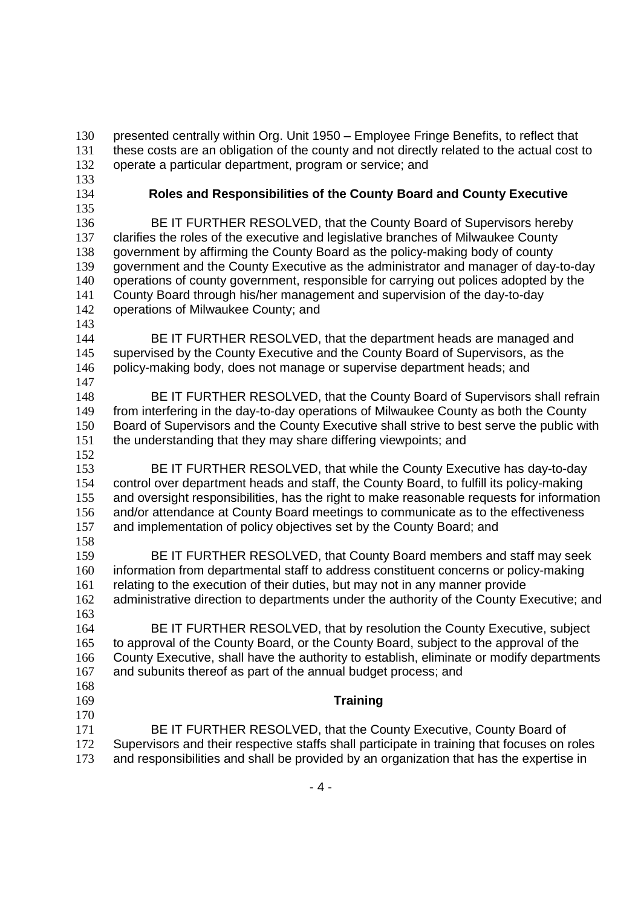presented centrally within Org. Unit 1950 – Employee Fringe Benefits, to reflect that these costs are an obligation of the county and not directly related to the actual cost to operate a particular department, program or service; and

### Roles and Responsibilities of the County Board and County Executive

BE IT FURTHER RESOLVED, that the County Board of Supervisors hereby clarifies the roles of the executive and legislative branches of Milwaukee County government by affirming the County Board as the policy-making body of county government and the County Executive as the administrator and manager of day-to-day operations of county government, responsible for carrying out polices adopted by the County Board through his/her management and supervision of the day-to-day operations of Milwaukee County; and

BE IT FURTHER RESOLVED, that the department heads are managed and supervised by the County Executive and the County Board of Supervisors, as the policy-making body, does not manage or supervise department heads; and

BE IT FURTHER RESOLVED, that the County Board of Supervisors shall refrain from interfering in the day-to-day operations of Milwaukee County as both the County Board of Supervisors and the County Executive shall strive to best serve the public with the understanding that they may share differing viewpoints; and

BE IT FURTHER RESOLVED, that while the County Executive has day-to-day control over department heads and staff, the County Board, to fulfill its policy-making and oversight responsibilities, has the right to make reasonable requests for information and/or attendance at County Board meetings to communicate as to the effectiveness and implementation of policy objectives set by the County Board; and

BE IT FURTHER RESOLVED, that County Board members and staff may seek information from departmental staff to address constituent concerns or policy-making relating to the execution of their duties, but may not in any manner provide administrative direction to departments under the authority of the County Executive; and

BE IT FURTHER RESOLVED, that by resolution the County Executive, subject to approval of the County Board, or the County Board, subject to the approval of the County Executive, shall have the authority to establish, eliminate or modify departments and subunits thereof as part of the annual budget process; and

### Training

BE IT FURTHER RESOLVED, that the County Executive, County Board of Supervisors and their respective staffs shall participate in training that focuses on roles and responsibilities and shall be provided by an organization that has the expertise in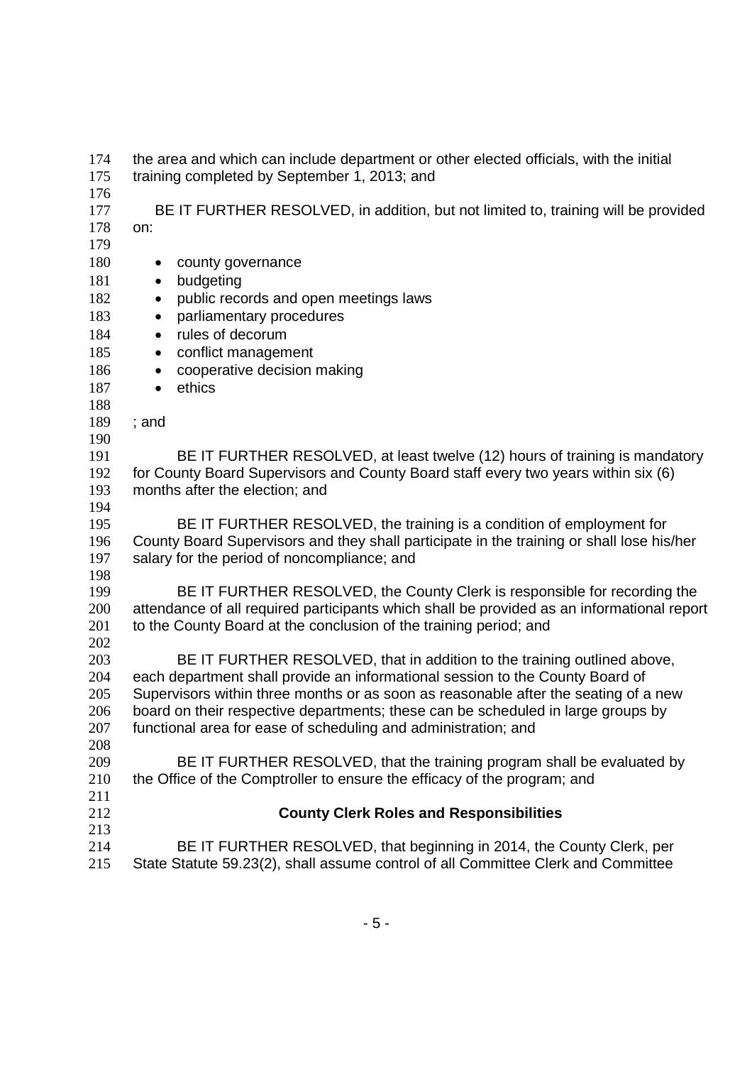the area and which can include department or other elected officials, with the initial training completed by September 1, 2013; and

BE IT FURTHER RESOLVED, in addition, but not limited to, training will be provided on:

- county governance
- budgeting
- public records and open meetings laws
- parliamentary procedures
- rules of decorum
- conflict management
- cooperative decision making
- ethics

; and

BE IT FURTHER RESOLVED, at least twelve (12) hours of training is mandatory for County Board Supervisors and County Board staff every two years within six (6) months after the election; and

BE IT FURTHER RESOLVED, the training is a condition of employment for County Board Supervisors and they shall participate in the training or shall lose his/her salary for the period of noncompliance; and

BE IT FURTHER RESOLVED, the County Clerk is responsible for recording the attendance of all required participants which shall be provided as an informational report to the County Board at the conclusion of the training period; and

BE IT FURTHER RESOLVED, that in addition to the training outlined above, each department shall provide an informational session to the County Board of Supervisors within three months or as soon as reasonable after the seating of a new board on their respective departments; these can be scheduled in large groups by functional area for ease of scheduling and administration; and

BE IT FURTHER RESOLVED, that the training program shall be evaluated by the Office of the Comptroller to ensure the efficacy of the program; and

**County Clerk Roles and Responsibilities**

BE IT FURTHER RESOLVED, that beginning in 2014, the County Clerk, per State Statute 59.23(2), shall assume control of all Committee Clerk and Committee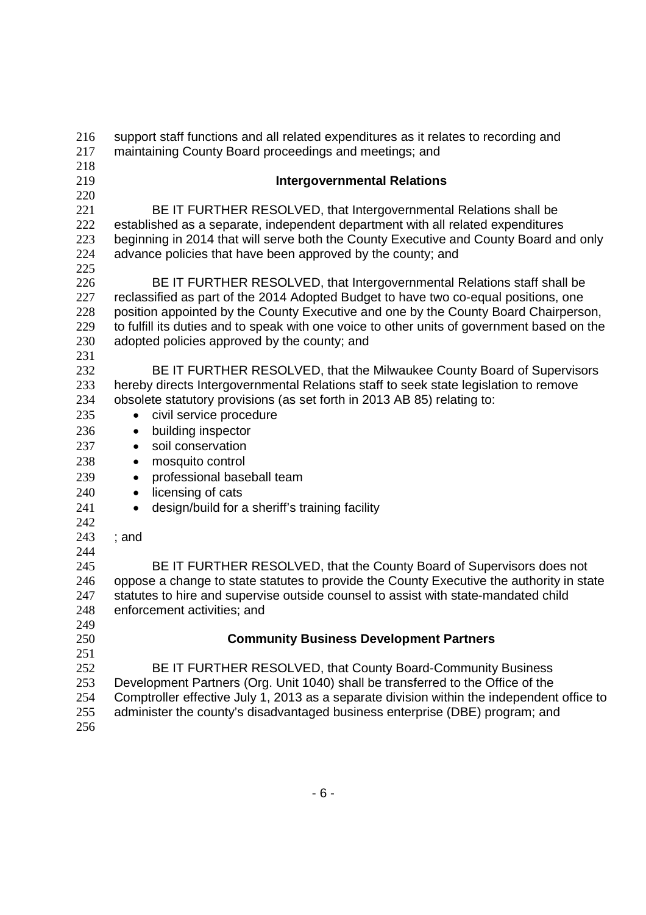support staff functions and all related expenditures as it relates to recording and maintaining County Board proceedings and meetings; and

## Intergovernmental Relations

BE IT FURTHER RESOLVED, that Intergovernmental Relations shall be established as a separate, independent department with all related expenditures beginning in 2014 that will serve both the County Executive and County Board and only advance policies that have been approved by the county; and

BE IT FURTHER RESOLVED, that Intergovernmental Relations staff shall be reclassified as part of the 2014 Adopted Budget to have two co-equal positions, one position appointed by the County Executive and one by the County Board Chairperson, to fulfill its duties and to speak with one voice to other units of government based on the adopted policies approved by the county; and

BE IT FURTHER RESOLVED, that the Milwaukee County Board of Supervisors hereby directs Intergovernmental Relations staff to seek state legislation to remove obsolete statutory provisions (as set forth in 2013 AB 85) relating to:

- civil service procedure
- building inspector
- soil conservation
- mosquito control
- professional baseball team
- licensing of cats
- design/build for a sheriff's training facility

; and

BE IT FURTHER RESOLVED, that the County Board of Supervisors does not oppose a change to state statutes to provide the County Executive the authority in state statutes to hire and supervise outside counsel to assist with state-mandated child enforcement activities; and

## Community Business Development Partners

BE IT FURTHER RESOLVED, that County Board-Community Business Development Partners (Org. Unit 1040) shall be transferred to the Office of the Comptroller effective July 1, 2013 as a separate division within the independent office to administer the county's disadvantaged business enterprise (DBE) program; and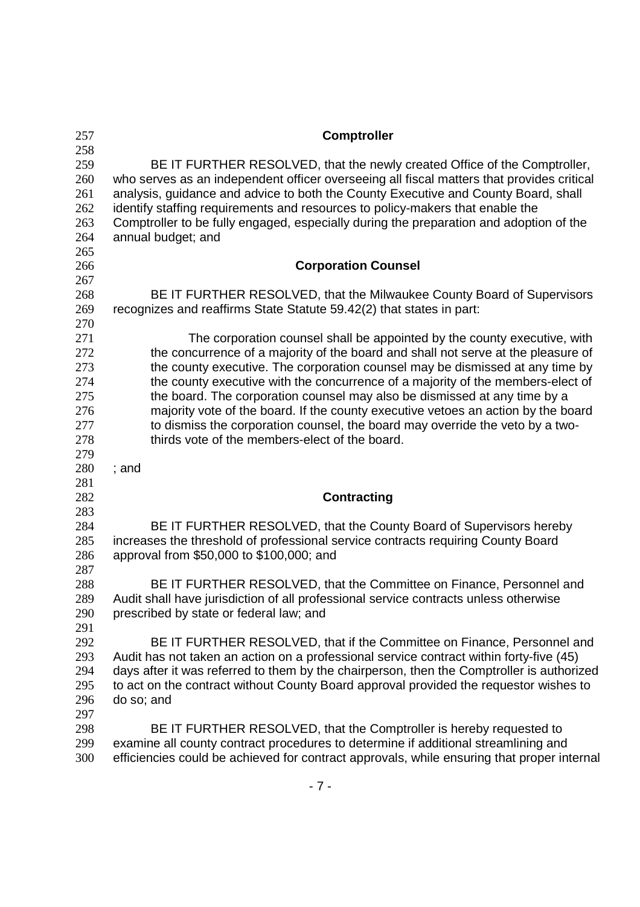**Comptroller**

BE IT FURTHER RESOLVED, that the newly created Office of the Comptroller, who serves as an independent officer overseeing all fiscal matters that provides critical analysis, guidance and advice to both the County Executive and County Board, shall identify staffing requirements and resources to policy-makers that enable the Comptroller to be fully engaged, especially during the preparation and adoption of the annual budget; and

**Corporation Counsel**

BE IT FURTHER RESOLVED, that the Milwaukee County Board of Supervisors recognizes and reaffirms State Statute 59.42(2) that states in part:

> The corporation counsel shall be appointed by the county executive, with the concurrence of a majority of the board and shall not serve at the pleasure of the county executive. The corporation counsel may be dismissed at any time by the county executive with the concurrence of a majority of the members-elect of the board. The corporation counsel may also be dismissed at any time by a majority vote of the board. If the county executive vetoes an action by the board to dismiss the corporation counsel, the board may override the veto by a two-thirds vote of the members-elect of the board.

; and

**Contracting**

BE IT FURTHER RESOLVED, that the County Board of Supervisors hereby increases the threshold of professional service contracts requiring County Board approval from $50,000 to $100,000; and

BE IT FURTHER RESOLVED, that the Committee on Finance, Personnel and Audit shall have jurisdiction of all professional service contracts unless otherwise prescribed by state or federal law; and

BE IT FURTHER RESOLVED, that if the Committee on Finance, Personnel and Audit has not taken an action on a professional service contract within forty-five (45) days after it was referred to them by the chairperson, then the Comptroller is authorized to act on the contract without County Board approval provided the requestor wishes to do so; and

BE IT FURTHER RESOLVED, that the Comptroller is hereby requested to examine all county contract procedures to determine if additional streamlining and efficiencies could be achieved for contract approvals, while ensuring that proper internal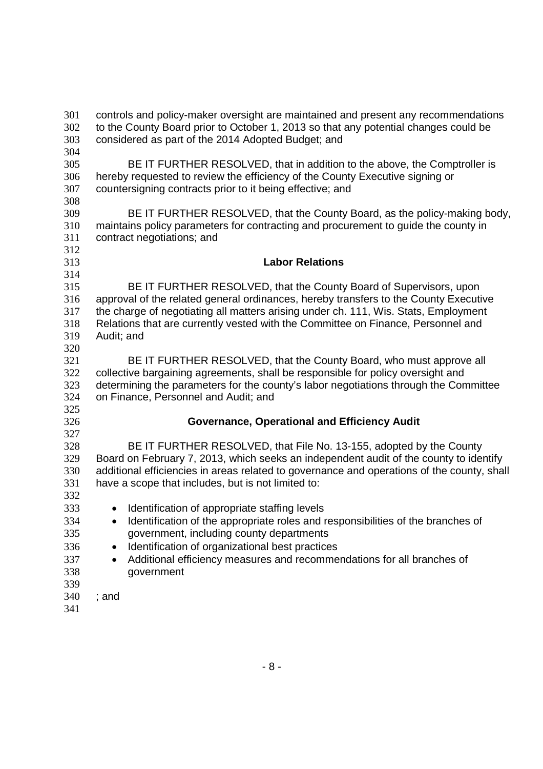controls and policy-maker oversight are maintained and present any recommendations to the County Board prior to October 1, 2013 so that any potential changes could be considered as part of the 2014 Adopted Budget; and

BE IT FURTHER RESOLVED, that in addition to the above, the Comptroller is hereby requested to review the efficiency of the County Executive signing or countersigning contracts prior to it being effective; and

BE IT FURTHER RESOLVED, that the County Board, as the policy-making body, maintains policy parameters for contracting and procurement to guide the county in contract negotiations; and

## Labor Relations

BE IT FURTHER RESOLVED, that the County Board of Supervisors, upon approval of the related general ordinances, hereby transfers to the County Executive the charge of negotiating all matters arising under ch. 111, Wis. Stats, Employment Relations that are currently vested with the Committee on Finance, Personnel and Audit; and

BE IT FURTHER RESOLVED, that the County Board, who must approve all collective bargaining agreements, shall be responsible for policy oversight and determining the parameters for the county's labor negotiations through the Committee on Finance, Personnel and Audit; and

## Governance, Operational and Efficiency Audit

BE IT FURTHER RESOLVED, that File No. 13-155, adopted by the County Board on February 7, 2013, which seeks an independent audit of the county to identify additional efficiencies in areas related to governance and operations of the county, shall have a scope that includes, but is not limited to:

- Identification of appropriate staffing levels
- Identification of the appropriate roles and responsibilities of the branches of government, including county departments
- Identification of organizational best practices
- Additional efficiency measures and recommendations for all branches of government

; and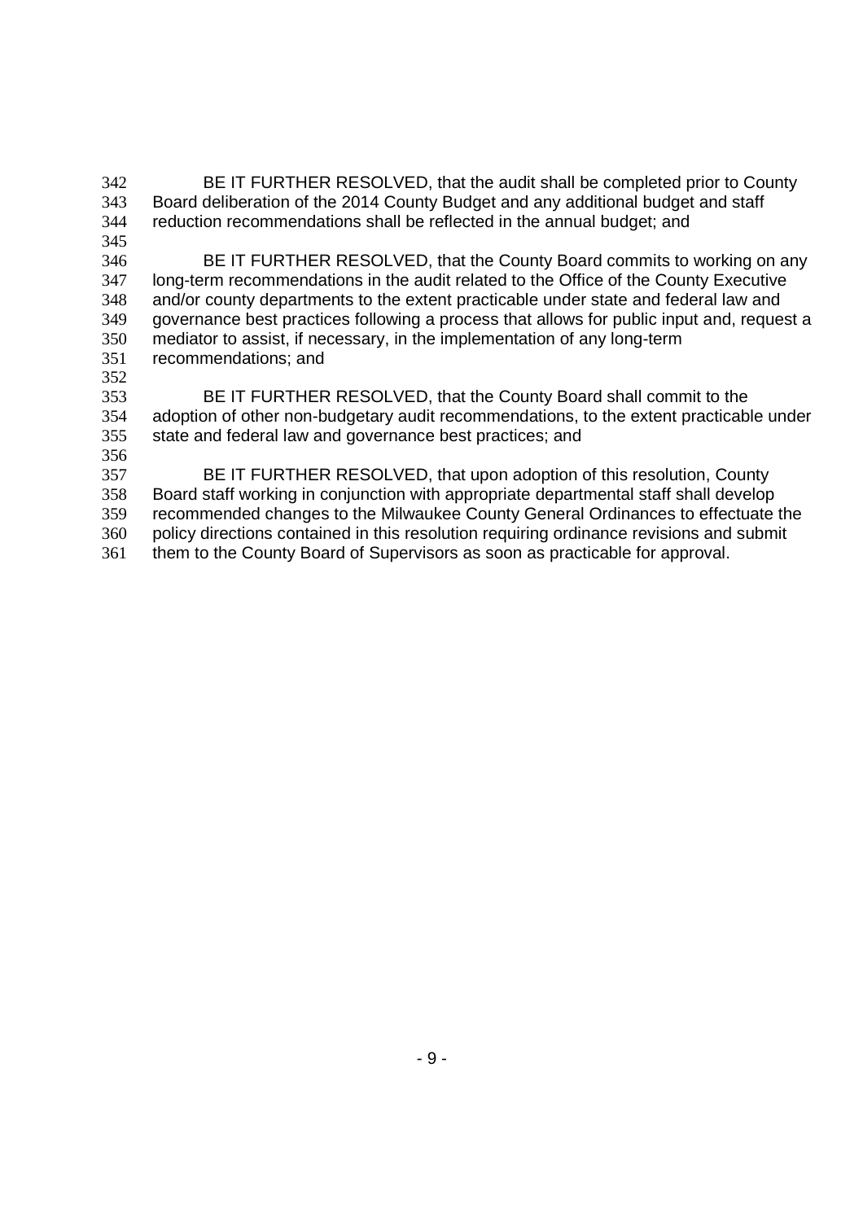BE IT FURTHER RESOLVED, that the audit shall be completed prior to County Board deliberation of the 2014 County Budget and any additional budget and staff reduction recommendations shall be reflected in the annual budget; and

BE IT FURTHER RESOLVED, that the County Board commits to working on any long-term recommendations in the audit related to the Office of the County Executive and/or county departments to the extent practicable under state and federal law and governance best practices following a process that allows for public input and, request a mediator to assist, if necessary, in the implementation of any long-term recommendations; and

BE IT FURTHER RESOLVED, that the County Board shall commit to the adoption of other non-budgetary audit recommendations, to the extent practicable under state and federal law and governance best practices; and

BE IT FURTHER RESOLVED, that upon adoption of this resolution, County Board staff working in conjunction with appropriate departmental staff shall develop recommended changes to the Milwaukee County General Ordinances to effectuate the policy directions contained in this resolution requiring ordinance revisions and submit them to the County Board of Supervisors as soon as practicable for approval.